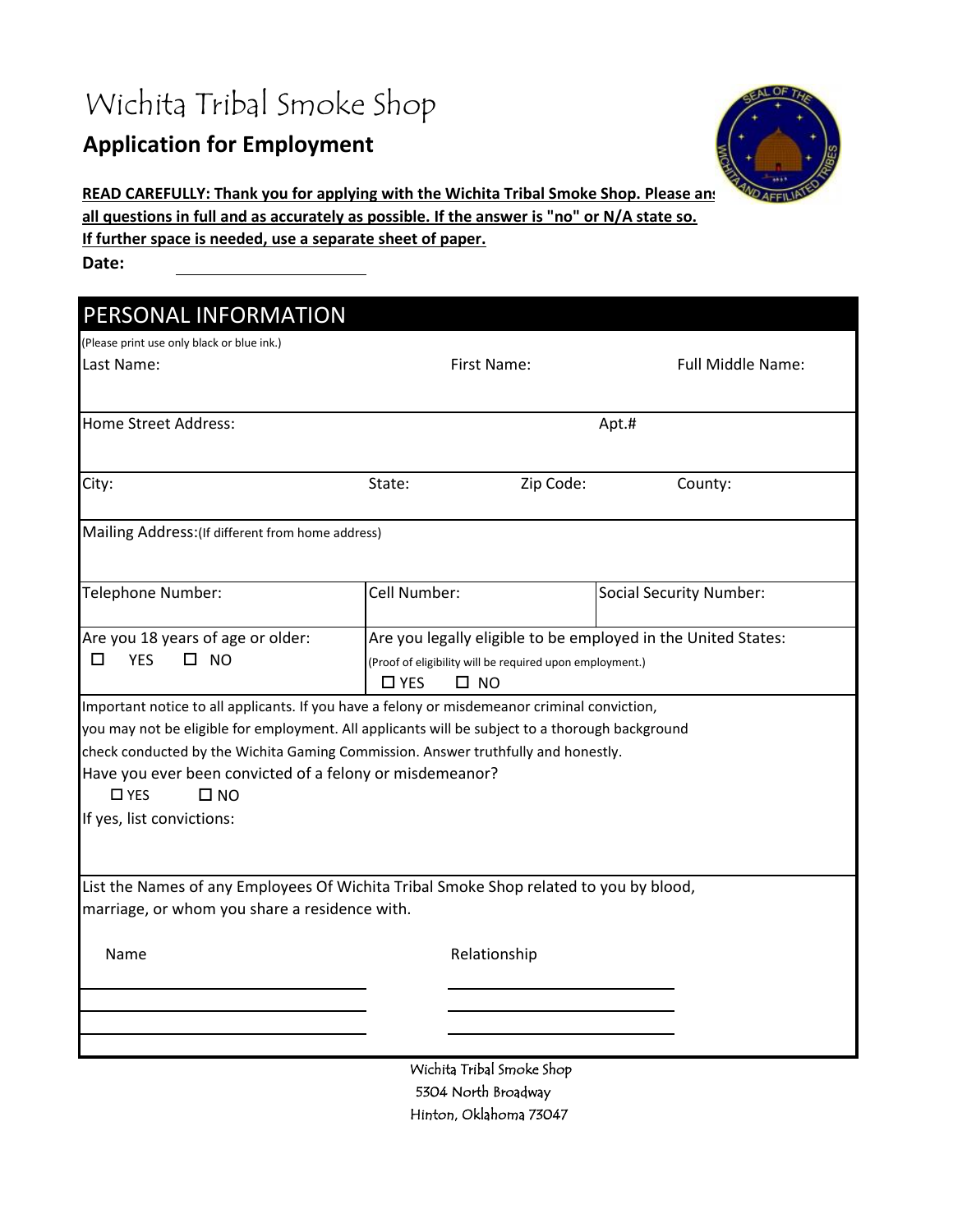# Wichita Tribal Smoke Shop

## Application for Employment

**READ CAREFULLY: Thank you for applying with the Wichita Tribal Smoke Shop. Please answer all questions in full and as accurately as possible. If the answer is "no" or N/A state so. If further space is needed, use a separate sheet of paper.**

**Date:** ____________________

## PERSONAL INFORMATION

(Please print use only black or blue ink.)

| Last Name: | First Name: | Full Middle Name: |
|---|---|---|
| | | |

| Home Street Address: | Apt.# |
|---|---|
| | |

| City: | State: | Zip Code: | County: |
|---|---|---|---|
| | | | |

Mailing Address: (If different from home address)

| Telephone Number: | Cell Number: | Social Security Number: |
|---|---|---|
| | | |

| Are you 18 years of age or older: | Are you legally eligible to be employed in the United States: (Proof of eligibility will be required upon employment.) |
|---|---|
| ☐ YES ☐ NO | ☐ YES ☐ NO |

Important notice to all applicants. If you have a felony or misdemeanor criminal conviction, you may not be eligible for employment. All applicants will be subject to a thorough background check conducted by the Wichita Gaming Commission. Answer truthfully and honestly.

Have you ever been convicted of a felony or misdemeanor?

☐ YES ☐ NO

If yes, list convictions:

List the Names of any Employees Of Wichita Tribal Smoke Shop related to you by blood, marriage, or whom you share a residence with.

| Name | Relationship |
|---|---|
| | |
| | |
| | |

Wichita Tribal Smoke Shop
5304 North Broadway
Hinton, Oklahoma 73047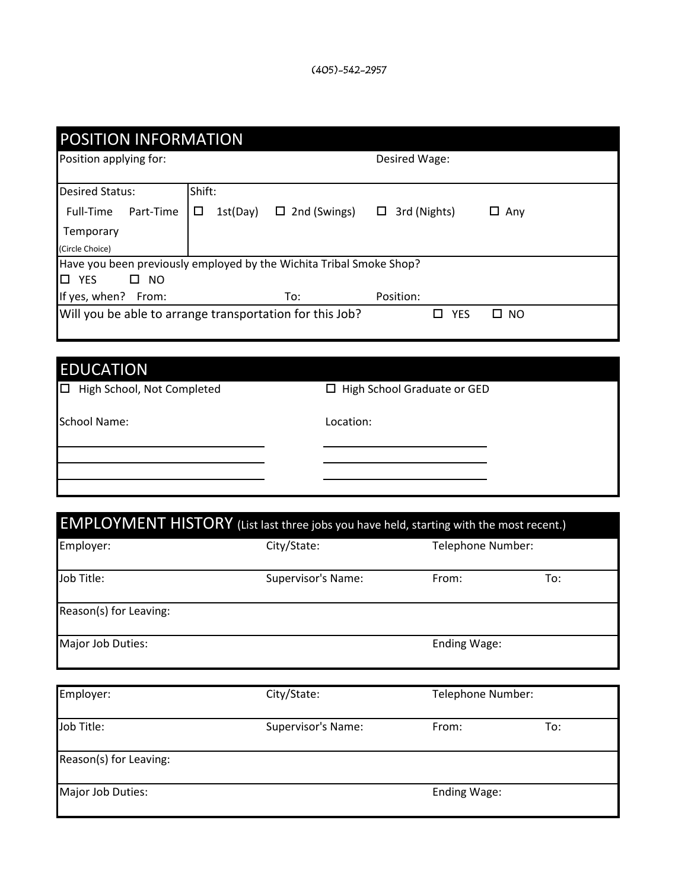(405)-542-2957

## POSITION INFORMATION

Position applying for: &emsp;&emsp;&emsp;&emsp;&emsp;&emsp;&emsp;&emsp;&emsp;&emsp; Desired Wage:

Desired Status: Full-Time &emsp; Part-Time &emsp; Temporary (Circle Choice)

Shift: ☐ 1st(Day) &emsp; ☐ 2nd (Swings) &emsp; ☐ 3rd (Nights) &emsp; ☐ Any

Have you been previously employed by the Wichita Tribal Smoke Shop?

☐ YES &emsp; ☐ NO

If yes, when? From: &emsp;&emsp;&emsp;&emsp; To: &emsp;&emsp;&emsp;&emsp; Position:

Will you be able to arrange transportation for this Job? &emsp; ☐ YES &emsp; ☐ NO

## EDUCATION

☐ High School, Not Completed &emsp;&emsp;&emsp;&emsp; ☐ High School Graduate or GED

School Name: _______________________ &emsp; Location: _______________________

_______________________ &emsp; _______________________

_______________________ &emsp; _______________________

## EMPLOYMENT HISTORY (List last three jobs you have held, starting with the most recent.)

Employer: &emsp;&emsp;&emsp;&emsp;&emsp;&emsp; City/State: &emsp;&emsp;&emsp;&emsp;&emsp;&emsp; Telephone Number:

Job Title: &emsp;&emsp;&emsp;&emsp;&emsp;&emsp; Supervisor's Name: &emsp;&emsp;&emsp; From: &emsp;&emsp;&emsp; To:

Reason(s) for Leaving:

Major Job Duties: &emsp;&emsp;&emsp;&emsp;&emsp;&emsp;&emsp;&emsp;&emsp;&emsp;&emsp;&emsp; Ending Wage:

Employer: &emsp;&emsp;&emsp;&emsp;&emsp;&emsp; City/State: &emsp;&emsp;&emsp;&emsp;&emsp;&emsp; Telephone Number:

Job Title: &emsp;&emsp;&emsp;&emsp;&emsp;&emsp; Supervisor's Name: &emsp;&emsp;&emsp; From: &emsp;&emsp;&emsp; To:

Reason(s) for Leaving:

Major Job Duties: &emsp;&emsp;&emsp;&emsp;&emsp;&emsp;&emsp;&emsp;&emsp;&emsp;&emsp;&emsp; Ending Wage: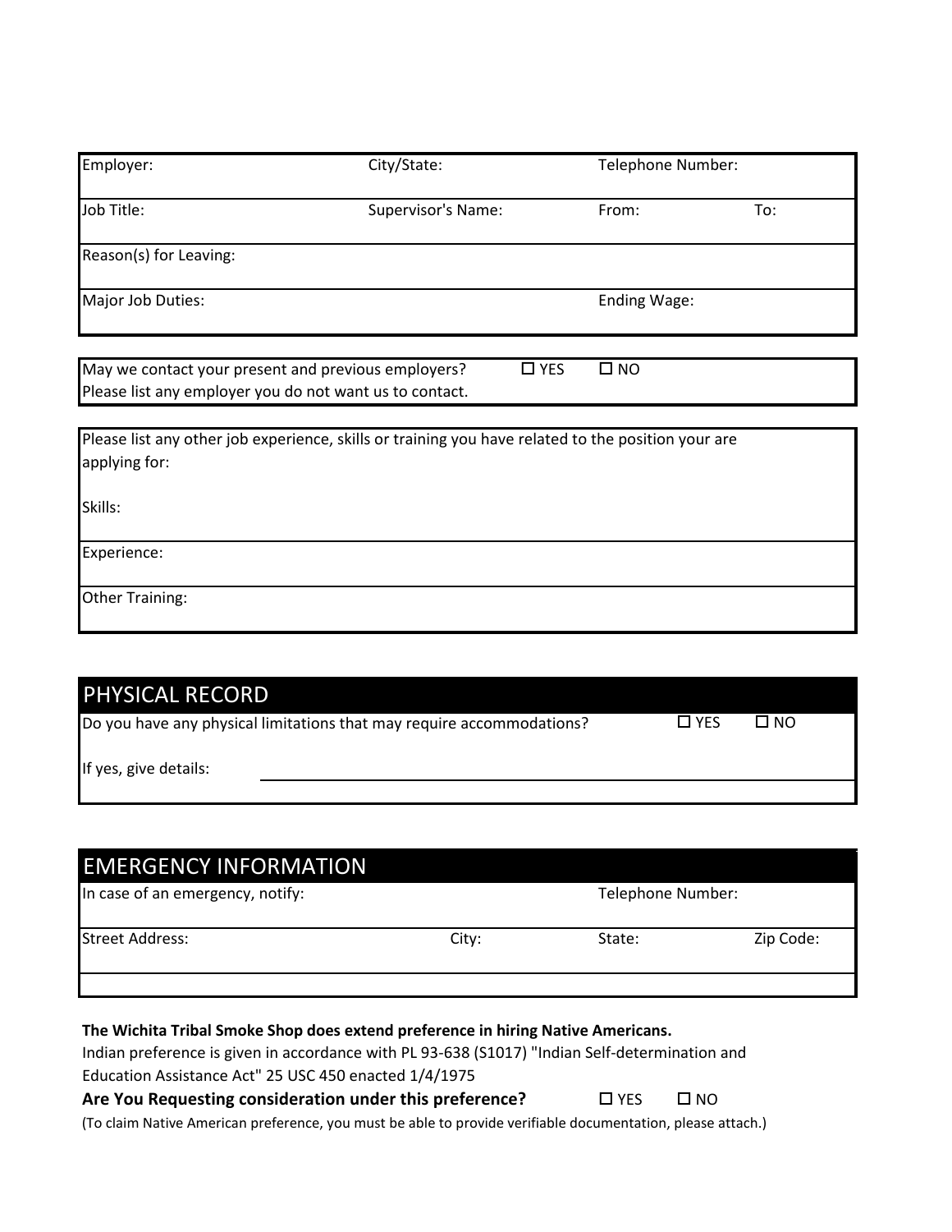| Employer: | City/State: | Telephone Number: | |
|---|---|---|---|
| Job Title: | Supervisor's Name: | From: | To: |
| Reason(s) for Leaving: | | | |
| Major Job Duties: | | Ending Wage: | |

May we contact your present and previous employers? ☐ YES ☐ NO

Please list any employer you do not want us to contact.

Please list any other job experience, skills or training you have related to the position your are applying for:

Skills:

Experience:

Other Training:

## PHYSICAL RECORD

Do you have any physical limitations that may require accommodations? ☐ YES ☐ NO

If yes, give details: ____________________

## EMERGENCY INFORMATION

| In case of an emergency, notify: | | Telephone Number: | |
|---|---|---|---|
| Street Address: | City: | State: | Zip Code: |

**The Wichita Tribal Smoke Shop does extend preference in hiring Native Americans.**

Indian preference is given in accordance with PL 93-638 (S1017) "Indian Self-determination and Education Assistance Act" 25 USC 450 enacted 1/4/1975

**Are You Requesting consideration under this preference?** ☐ YES ☐ NO

(To claim Native American preference, you must be able to provide verifiable documentation, please attach.)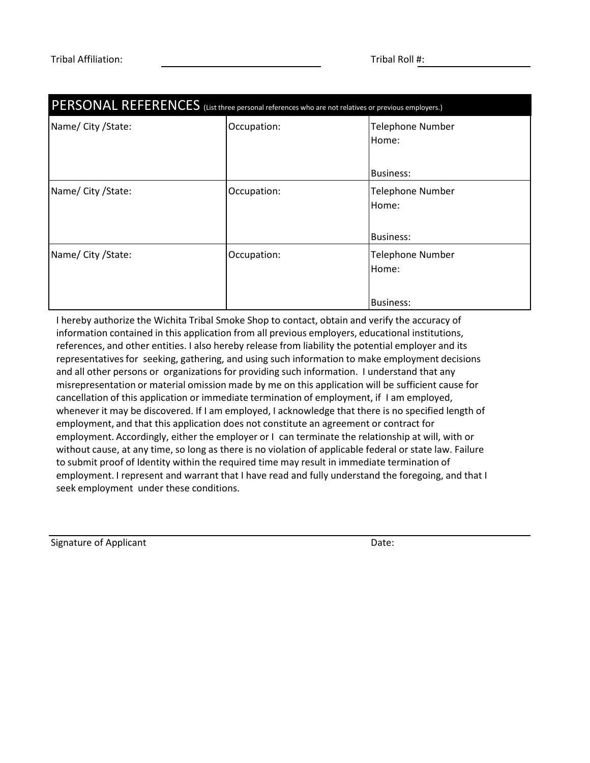Tribal Affiliation: ______________________ Tribal Roll #: ______________________

## PERSONAL REFERENCES (List three personal references who are not relatives or previous employers.)

| Name/ City /State: | Occupation: | Telephone Number<br>Home:<br><br>Business: |
|---|---|---|
| Name/ City /State: | Occupation: | Telephone Number<br>Home:<br><br>Business: |
| Name/ City /State: | Occupation: | Telephone Number<br>Home:<br><br>Business: |

I hereby authorize the Wichita Tribal Smoke Shop to contact, obtain and verify the accuracy of information contained in this application from all previous employers, educational institutions, references, and other entities. I also hereby release from liability the potential employer and its representatives for seeking, gathering, and using such information to make employment decisions and all other persons or organizations for providing such information. I understand that any misrepresentation or material omission made by me on this application will be sufficient cause for cancellation of this application or immediate termination of employment, if I am employed, whenever it may be discovered. If I am employed, I acknowledge that there is no specified length of employment, and that this application does not constitute an agreement or contract for employment. Accordingly, either the employer or I can terminate the relationship at will, with or without cause, at any time, so long as there is no violation of applicable federal or state law. Failure to submit proof of Identity within the required time may result in immediate termination of employment. I represent and warrant that I have read and fully understand the foregoing, and that I seek employment under these conditions.

______________________________________________

Signature of Applicant Date: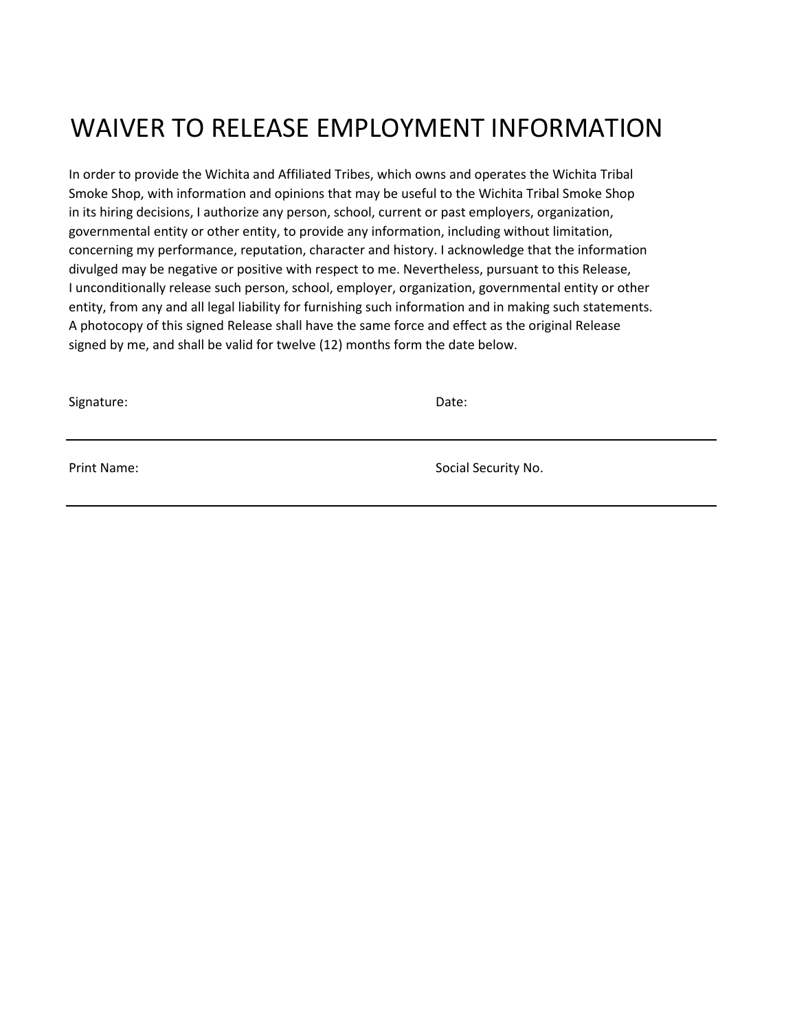# WAIVER TO RELEASE EMPLOYMENT INFORMATION

In order to provide the Wichita and Affiliated Tribes, which owns and operates the Wichita Tribal Smoke Shop, with information and opinions that may be useful to the Wichita Tribal Smoke Shop in its hiring decisions, I authorize any person, school, current or past employers, organization, governmental entity or other entity, to provide any information, including without limitation, concerning my performance, reputation, character and history. I acknowledge that the information divulged may be negative or positive with respect to me. Nevertheless, pursuant to this Release, I unconditionally release such person, school, employer, organization, governmental entity or other entity, from any and all legal liability for furnishing such information and in making such statements. A photocopy of this signed Release shall have the same force and effect as the original Release signed by me, and shall be valid for twelve (12) months form the date below.

Signature: ____________________ Date: ____________________

Print Name: ____________________ Social Security No. ____________________